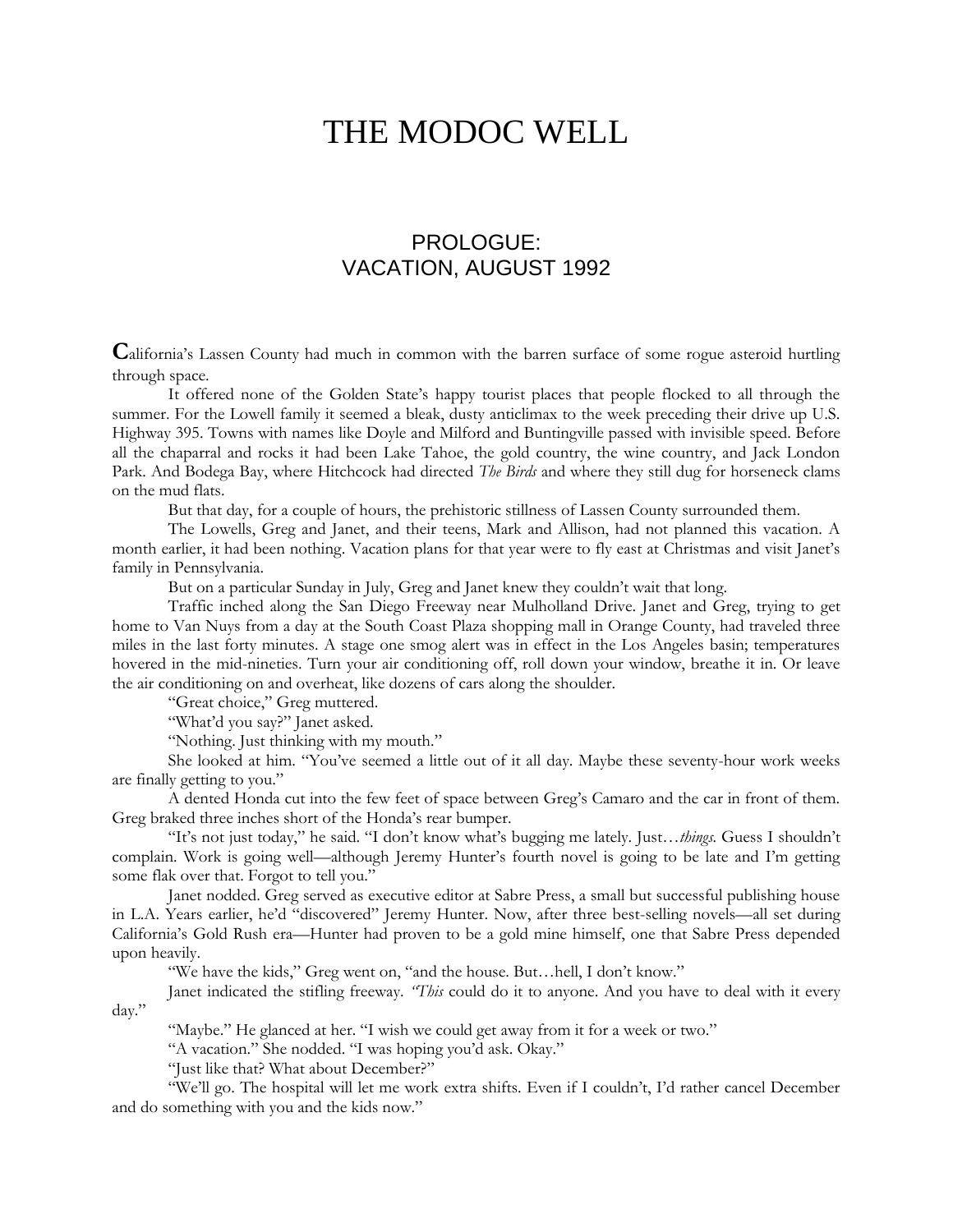# THE MODOC WELL

## PROLOGUE: VACATION, AUGUST 1992

**C**alifornia's Lassen County had much in common with the barren surface of some rogue asteroid hurtling through space.

It offered none of the Golden State's happy tourist places that people flocked to all through the summer. For the Lowell family it seemed a bleak, dusty anticlimax to the week preceding their drive up U.S. Highway 395. Towns with names like Doyle and Milford and Buntingville passed with invisible speed. Before all the chaparral and rocks it had been Lake Tahoe, the gold country, the wine country, and Jack London Park. And Bodega Bay, where Hitchcock had directed *The Birds* and where they still dug for horseneck clams on the mud flats.

But that day, for a couple of hours, the prehistoric stillness of Lassen County surrounded them.

The Lowells, Greg and Janet, and their teens, Mark and Allison, had not planned this vacation. A month earlier, it had been nothing. Vacation plans for that year were to fly east at Christmas and visit Janet's family in Pennsylvania.

But on a particular Sunday in July, Greg and Janet knew they couldn't wait that long.

Traffic inched along the San Diego Freeway near Mulholland Drive. Janet and Greg, trying to get home to Van Nuys from a day at the South Coast Plaza shopping mall in Orange County, had traveled three miles in the last forty minutes. A stage one smog alert was in effect in the Los Angeles basin; temperatures hovered in the mid-nineties. Turn your air conditioning off, roll down your window, breathe it in. Or leave the air conditioning on and overheat, like dozens of cars along the shoulder.

"Great choice," Greg muttered.

"What'd you say?" Janet asked.

"Nothing. Just thinking with my mouth."

She looked at him. "You've seemed a little out of it all day. Maybe these seventy-hour work weeks are finally getting to you."

A dented Honda cut into the few feet of space between Greg's Camaro and the car in front of them. Greg braked three inches short of the Honda's rear bumper.

"It's not just today," he said. "I don't know what's bugging me lately. Just…*things*. Guess I shouldn't complain. Work is going well—although Jeremy Hunter's fourth novel is going to be late and I'm getting some flak over that. Forgot to tell you."

Janet nodded. Greg served as executive editor at Sabre Press, a small but successful publishing house in L.A. Years earlier, he'd "discovered" Jeremy Hunter. Now, after three best-selling novels—all set during California's Gold Rush era—Hunter had proven to be a gold mine himself, one that Sabre Press depended upon heavily.

"We have the kids," Greg went on, "and the house. But…hell, I don't know."

Janet indicated the stifling freeway. *"This* could do it to anyone. And you have to deal with it every day."

"Maybe." He glanced at her. "I wish we could get away from it for a week or two."

"A vacation." She nodded. "I was hoping you'd ask. Okay."

"Just like that? What about December?"

"We'll go. The hospital will let me work extra shifts. Even if I couldn't, I'd rather cancel December and do something with you and the kids now."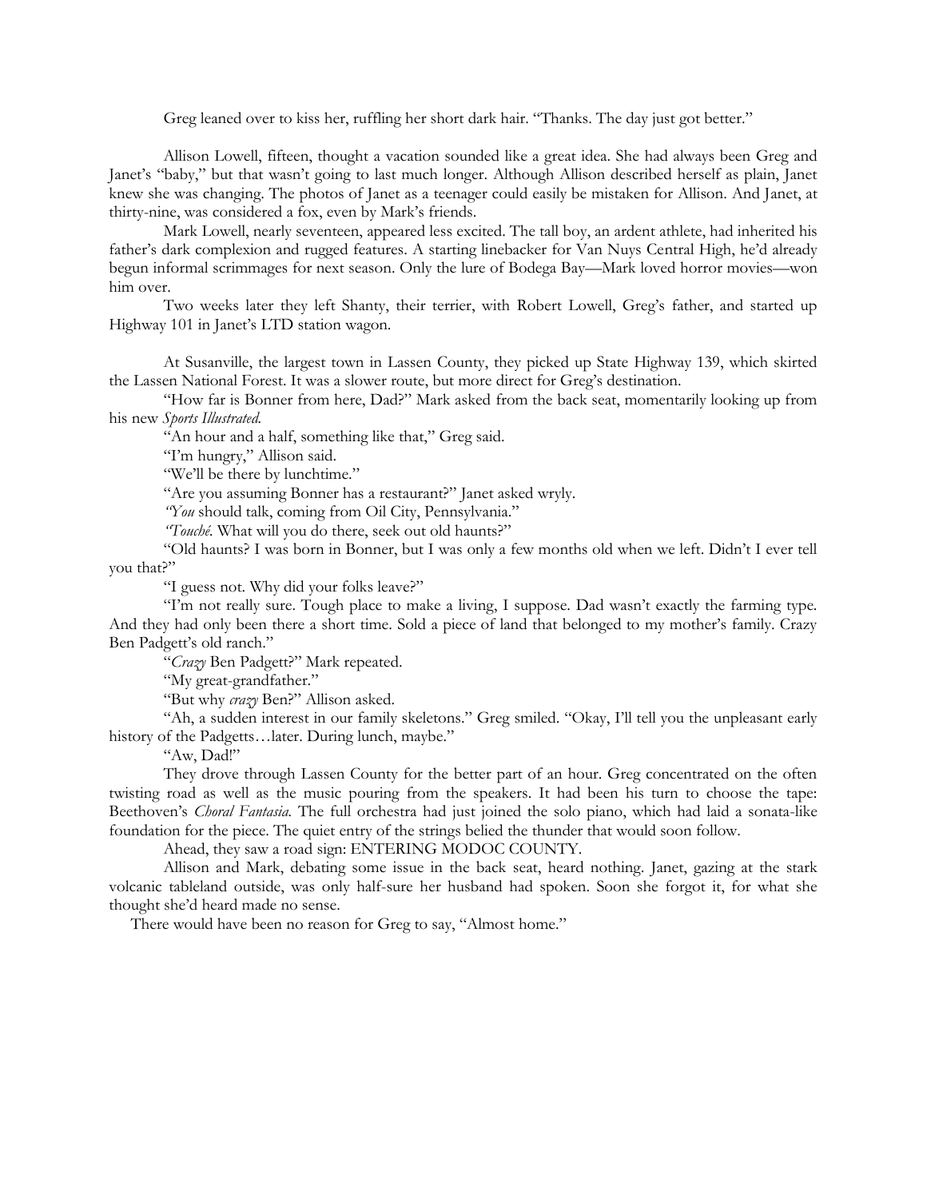Greg leaned over to kiss her, ruffling her short dark hair. "Thanks. The day just got better."

Allison Lowell, fifteen, thought a vacation sounded like a great idea. She had always been Greg and Janet's "baby," but that wasn't going to last much longer. Although Allison described herself as plain, Janet knew she was changing. The photos of Janet as a teenager could easily be mistaken for Allison. And Janet, at thirty-nine, was considered a fox, even by Mark's friends.

Mark Lowell, nearly seventeen, appeared less excited. The tall boy, an ardent athlete, had inherited his father's dark complexion and rugged features. A starting linebacker for Van Nuys Central High, he'd already begun informal scrimmages for next season. Only the lure of Bodega Bay—Mark loved horror movies—won him over.

Two weeks later they left Shanty, their terrier, with Robert Lowell, Greg's father, and started up Highway 101 in Janet's LTD station wagon.

At Susanville, the largest town in Lassen County, they picked up State Highway 139, which skirted the Lassen National Forest. It was a slower route, but more direct for Greg's destination.

"How far is Bonner from here, Dad?" Mark asked from the back seat, momentarily looking up from his new *Sports Illustrated*.

"An hour and a half, something like that," Greg said.

"I'm hungry," Allison said.

"We'll be there by lunchtime."

"Are you assuming Bonner has a restaurant?" Janet asked wryly.

*"You* should talk, coming from Oil City, Pennsylvania."

*"Touché*. What will you do there, seek out old haunts?"

"Old haunts? I was born in Bonner, but I was only a few months old when we left. Didn't I ever tell you that?"

"I guess not. Why did your folks leave?"

"I'm not really sure. Tough place to make a living, I suppose. Dad wasn't exactly the farming type. And they had only been there a short time. Sold a piece of land that belonged to my mother's family. Crazy Ben Padgett's old ranch."

"*Crazy* Ben Padgett?" Mark repeated.

"My great-grandfather."

"But why *crazy* Ben?" Allison asked.

"Ah, a sudden interest in our family skeletons." Greg smiled. "Okay, I'll tell you the unpleasant early history of the Padgetts…later. During lunch, maybe."

"Aw, Dad!"

They drove through Lassen County for the better part of an hour. Greg concentrated on the often twisting road as well as the music pouring from the speakers. It had been his turn to choose the tape: Beethoven's *Choral Fantasia*. The full orchestra had just joined the solo piano, which had laid a sonata-like foundation for the piece. The quiet entry of the strings belied the thunder that would soon follow.

Ahead, they saw a road sign: ENTERING MODOC COUNTY.

Allison and Mark, debating some issue in the back seat, heard nothing. Janet, gazing at the stark volcanic tableland outside, was only half-sure her husband had spoken. Soon she forgot it, for what she thought she'd heard made no sense.

There would have been no reason for Greg to say, "Almost home."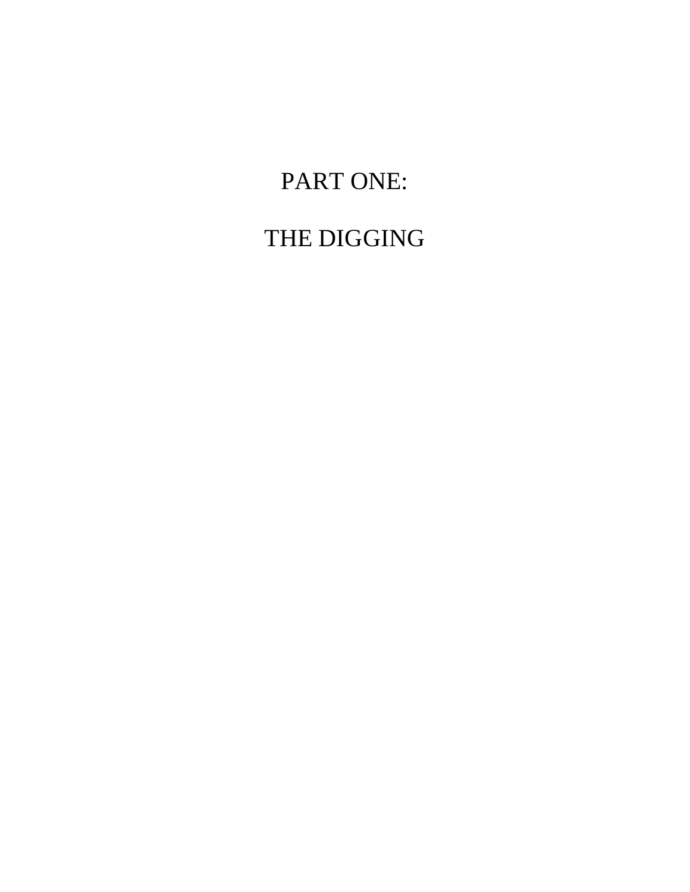# PART ONE:

# THE DIGGING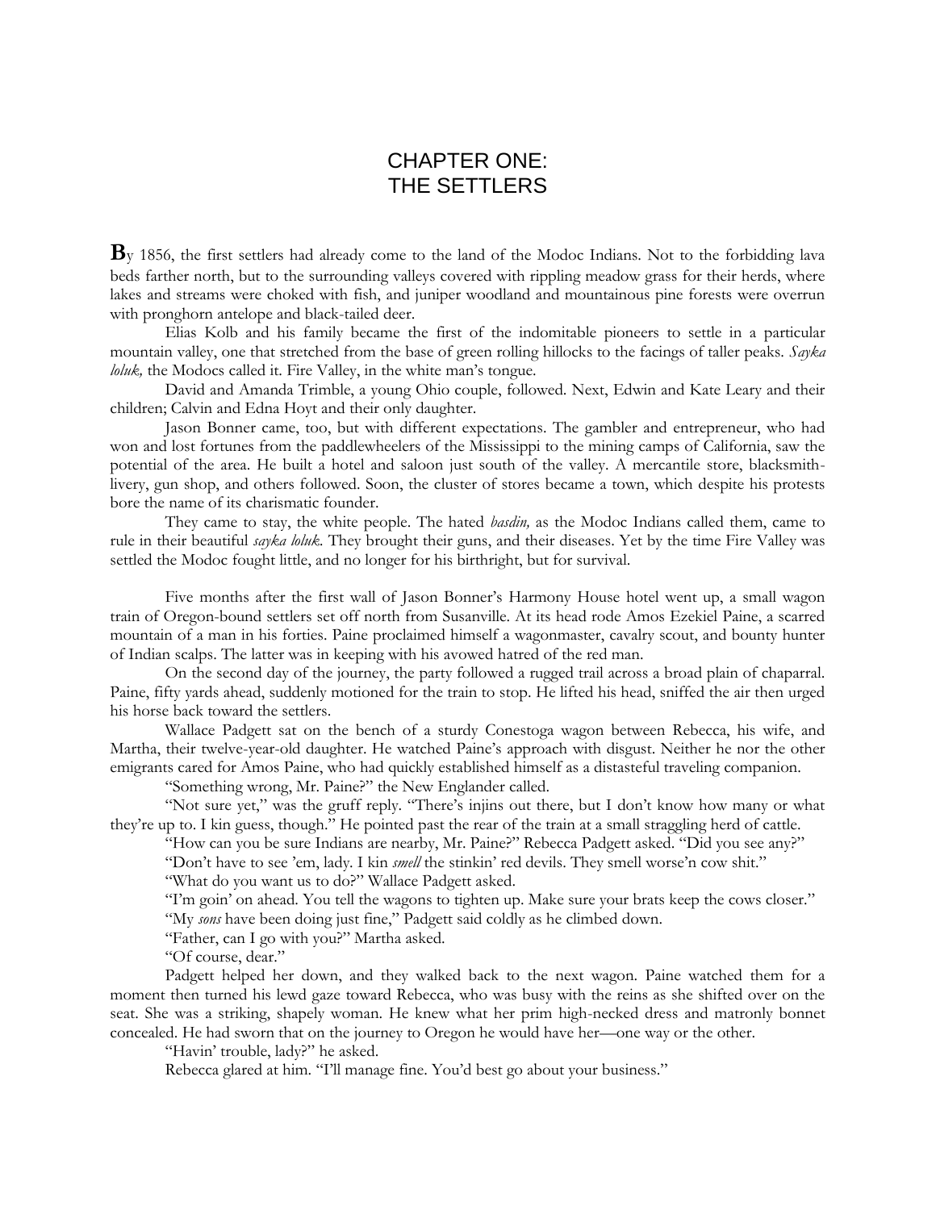# CHAPTER ONE: THE SETTLERS

**B**y 1856, the first settlers had already come to the land of the Modoc Indians. Not to the forbidding lava beds farther north, but to the surrounding valleys covered with rippling meadow grass for their herds, where lakes and streams were choked with fish, and juniper woodland and mountainous pine forests were overrun with pronghorn antelope and black-tailed deer.

Elias Kolb and his family became the first of the indomitable pioneers to settle in a particular mountain valley, one that stretched from the base of green rolling hillocks to the facings of taller peaks. *Sayka loluk,* the Modocs called it. Fire Valley, in the white man's tongue.

David and Amanda Trimble, a young Ohio couple, followed. Next, Edwin and Kate Leary and their children; Calvin and Edna Hoyt and their only daughter.

Jason Bonner came, too, but with different expectations. The gambler and entrepreneur, who had won and lost fortunes from the paddlewheelers of the Mississippi to the mining camps of California, saw the potential of the area. He built a hotel and saloon just south of the valley. A mercantile store, blacksmith-livery, gun shop, and others followed. Soon, the cluster of stores became a town, which despite his protests bore the name of its charismatic founder.

They came to stay, the white people. The hated *basdin,* as the Modoc Indians called them, came to rule in their beautiful *sayka loluk.* They brought their guns, and their diseases. Yet by the time Fire Valley was settled the Modoc fought little, and no longer for his birthright, but for survival.

Five months after the first wall of Jason Bonner's Harmony House hotel went up, a small wagon train of Oregon-bound settlers set off north from Susanville. At its head rode Amos Ezekiel Paine, a scarred mountain of a man in his forties. Paine proclaimed himself a wagonmaster, cavalry scout, and bounty hunter of Indian scalps. The latter was in keeping with his avowed hatred of the red man.

On the second day of the journey, the party followed a rugged trail across a broad plain of chaparral. Paine, fifty yards ahead, suddenly motioned for the train to stop. He lifted his head, sniffed the air then urged his horse back toward the settlers.

Wallace Padgett sat on the bench of a sturdy Conestoga wagon between Rebecca, his wife, and Martha, their twelve-year-old daughter. He watched Paine's approach with disgust. Neither he nor the other emigrants cared for Amos Paine, who had quickly established himself as a distasteful traveling companion.

"Something wrong, Mr. Paine?" the New Englander called.

"Not sure yet," was the gruff reply. "There's injins out there, but I don't know how many or what they're up to. I kin guess, though." He pointed past the rear of the train at a small straggling herd of cattle.

"How can you be sure Indians are nearby, Mr. Paine?" Rebecca Padgett asked. "Did you see any?"

"Don't have to see 'em, lady. I kin *smell* the stinkin' red devils. They smell worse'n cow shit."

"What do you want us to do?" Wallace Padgett asked.

"I'm goin' on ahead. You tell the wagons to tighten up. Make sure your brats keep the cows closer."

"My *sons* have been doing just fine," Padgett said coldly as he climbed down.

"Father, can I go with you?" Martha asked.

"Of course, dear."

Padgett helped her down, and they walked back to the next wagon. Paine watched them for a moment then turned his lewd gaze toward Rebecca, who was busy with the reins as she shifted over on the seat. She was a striking, shapely woman. He knew what her prim high-necked dress and matronly bonnet concealed. He had sworn that on the journey to Oregon he would have her—one way or the other.

"Havin' trouble, lady?" he asked.

Rebecca glared at him. "I'll manage fine. You'd best go about your business."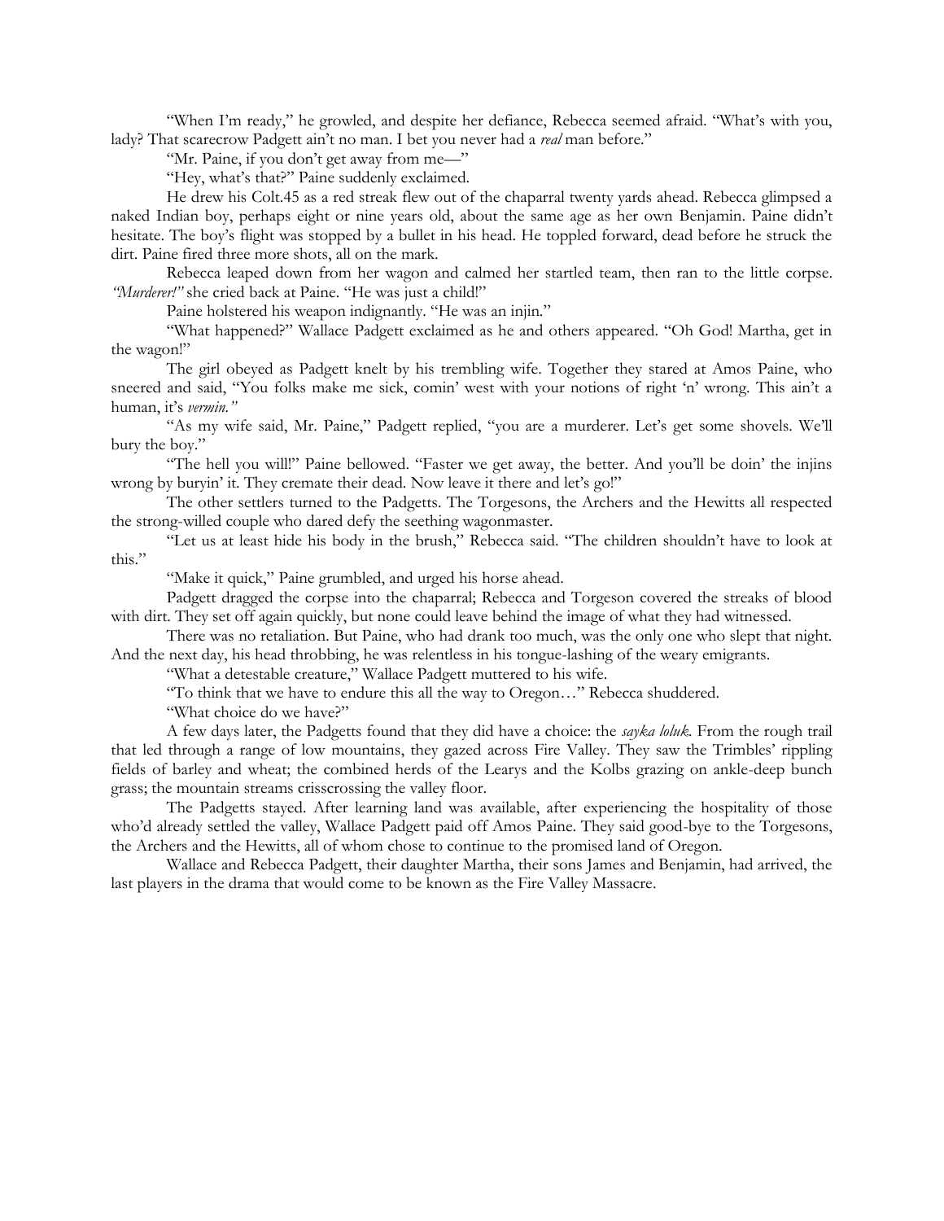"When I'm ready," he growled, and despite her defiance, Rebecca seemed afraid. "What's with you, lady? That scarecrow Padgett ain't no man. I bet you never had a *real* man before."

"Mr. Paine, if you don't get away from me—"

"Hey, what's that?" Paine suddenly exclaimed.

He drew his Colt.45 as a red streak flew out of the chaparral twenty yards ahead. Rebecca glimpsed a naked Indian boy, perhaps eight or nine years old, about the same age as her own Benjamin. Paine didn't hesitate. The boy's flight was stopped by a bullet in his head. He toppled forward, dead before he struck the dirt. Paine fired three more shots, all on the mark.

Rebecca leaped down from her wagon and calmed her startled team, then ran to the little corpse. *"Murderer!"* she cried back at Paine. "He was just a child!"

Paine holstered his weapon indignantly. "He was an injin."

"What happened?" Wallace Padgett exclaimed as he and others appeared. "Oh God! Martha, get in the wagon!"

The girl obeyed as Padgett knelt by his trembling wife. Together they stared at Amos Paine, who sneered and said, "You folks make me sick, comin' west with your notions of right 'n' wrong. This ain't a human, it's *vermin."*

"As my wife said, Mr. Paine," Padgett replied, "you are a murderer. Let's get some shovels. We'll bury the boy."

"The hell you will!" Paine bellowed. "Faster we get away, the better. And you'll be doin' the injins wrong by buryin' it. They cremate their dead. Now leave it there and let's go!"

The other settlers turned to the Padgetts. The Torgesons, the Archers and the Hewitts all respected the strong-willed couple who dared defy the seething wagonmaster.

"Let us at least hide his body in the brush," Rebecca said. "The children shouldn't have to look at this."

"Make it quick," Paine grumbled, and urged his horse ahead.

Padgett dragged the corpse into the chaparral; Rebecca and Torgeson covered the streaks of blood with dirt. They set off again quickly, but none could leave behind the image of what they had witnessed.

There was no retaliation. But Paine, who had drank too much, was the only one who slept that night. And the next day, his head throbbing, he was relentless in his tongue-lashing of the weary emigrants.

"What a detestable creature," Wallace Padgett muttered to his wife.

"To think that we have to endure this all the way to Oregon…" Rebecca shuddered.

"What choice do we have?"

A few days later, the Padgetts found that they did have a choice: the *sayka loluk*. From the rough trail that led through a range of low mountains, they gazed across Fire Valley. They saw the Trimbles' rippling fields of barley and wheat; the combined herds of the Learys and the Kolbs grazing on ankle-deep bunch grass; the mountain streams crisscrossing the valley floor.

The Padgetts stayed. After learning land was available, after experiencing the hospitality of those who'd already settled the valley, Wallace Padgett paid off Amos Paine. They said good-bye to the Torgesons, the Archers and the Hewitts, all of whom chose to continue to the promised land of Oregon.

Wallace and Rebecca Padgett, their daughter Martha, their sons James and Benjamin, had arrived, the last players in the drama that would come to be known as the Fire Valley Massacre.